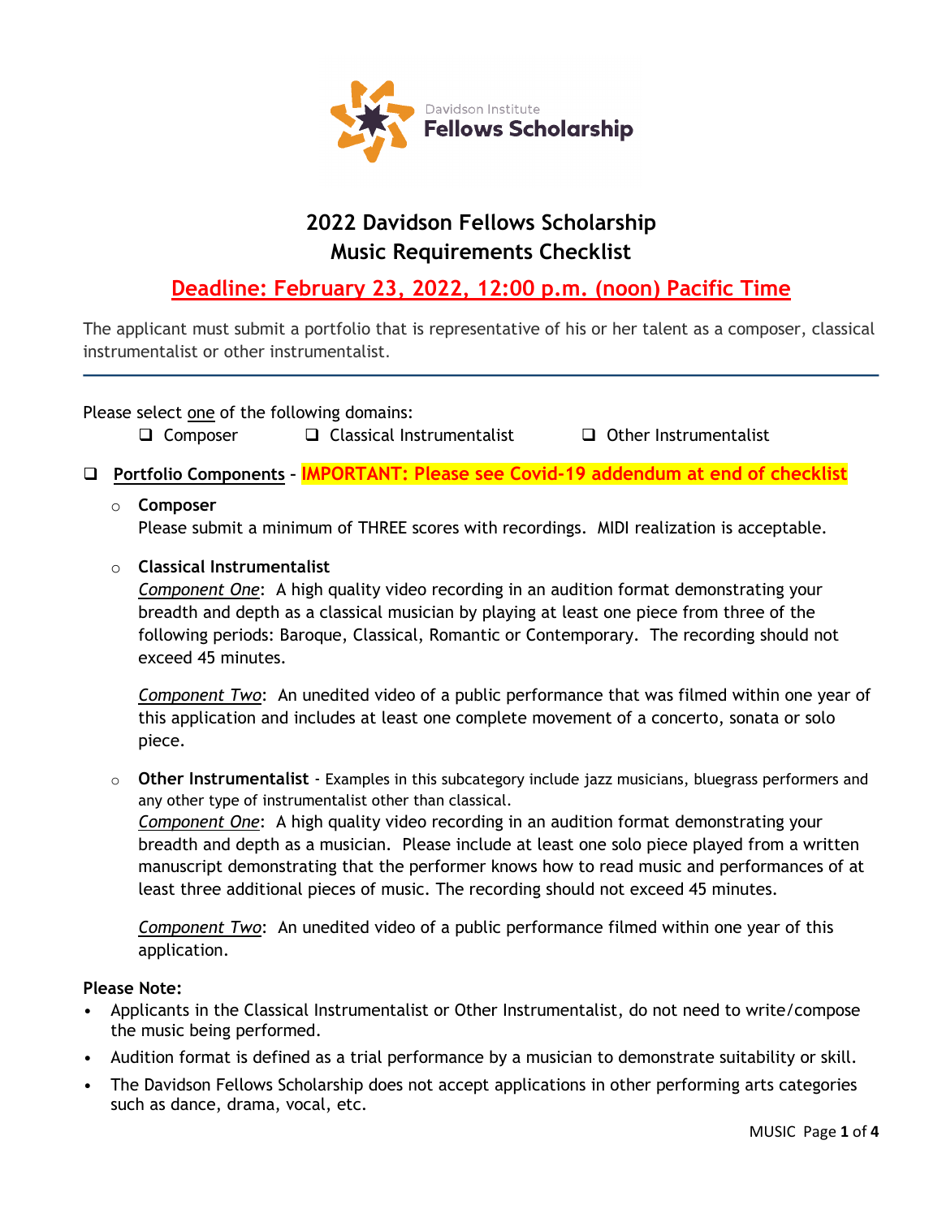Davidson Institute
**Fellows Scholarship**

# 2022 Davidson Fellows Scholarship
## Music Requirements Checklist

## Deadline: February 23, 2022, 12:00 p.m. (noon) Pacific Time

The applicant must submit a portfolio that is representative of his or her talent as a composer, classical instrumentalist or other instrumentalist.

---

Please select one of the following domains:

- ❑ Composer
- ❑ Classical Instrumentalist
- ❑ Other Instrumentalist

❑ **Portfolio Components** - **IMPORTANT: Please see Covid-19 addendum at end of checklist**

- **Composer**
  Please submit a minimum of THREE scores with recordings. MIDI realization is acceptable.

- **Classical Instrumentalist**
  *Component One*: A high quality video recording in an audition format demonstrating your breadth and depth as a classical musician by playing at least one piece from three of the following periods: Baroque, Classical, Romantic or Contemporary. The recording should not exceed 45 minutes.

  *Component Two*: An unedited video of a public performance that was filmed within one year of this application and includes at least one complete movement of a concerto, sonata or solo piece.

- **Other Instrumentalist** - Examples in this subcategory include jazz musicians, bluegrass performers and any other type of instrumentalist other than classical.
  *Component One*: A high quality video recording in an audition format demonstrating your breadth and depth as a musician. Please include at least one solo piece played from a written manuscript demonstrating that the performer knows how to read music and performances of at least three additional pieces of music. The recording should not exceed 45 minutes.

  *Component Two*: An unedited video of a public performance filmed within one year of this application.

**Please Note:**

- Applicants in the Classical Instrumentalist or Other Instrumentalist, do not need to write/compose the music being performed.
- Audition format is defined as a trial performance by a musician to demonstrate suitability or skill.
- The Davidson Fellows Scholarship does not accept applications in other performing arts categories such as dance, drama, vocal, etc.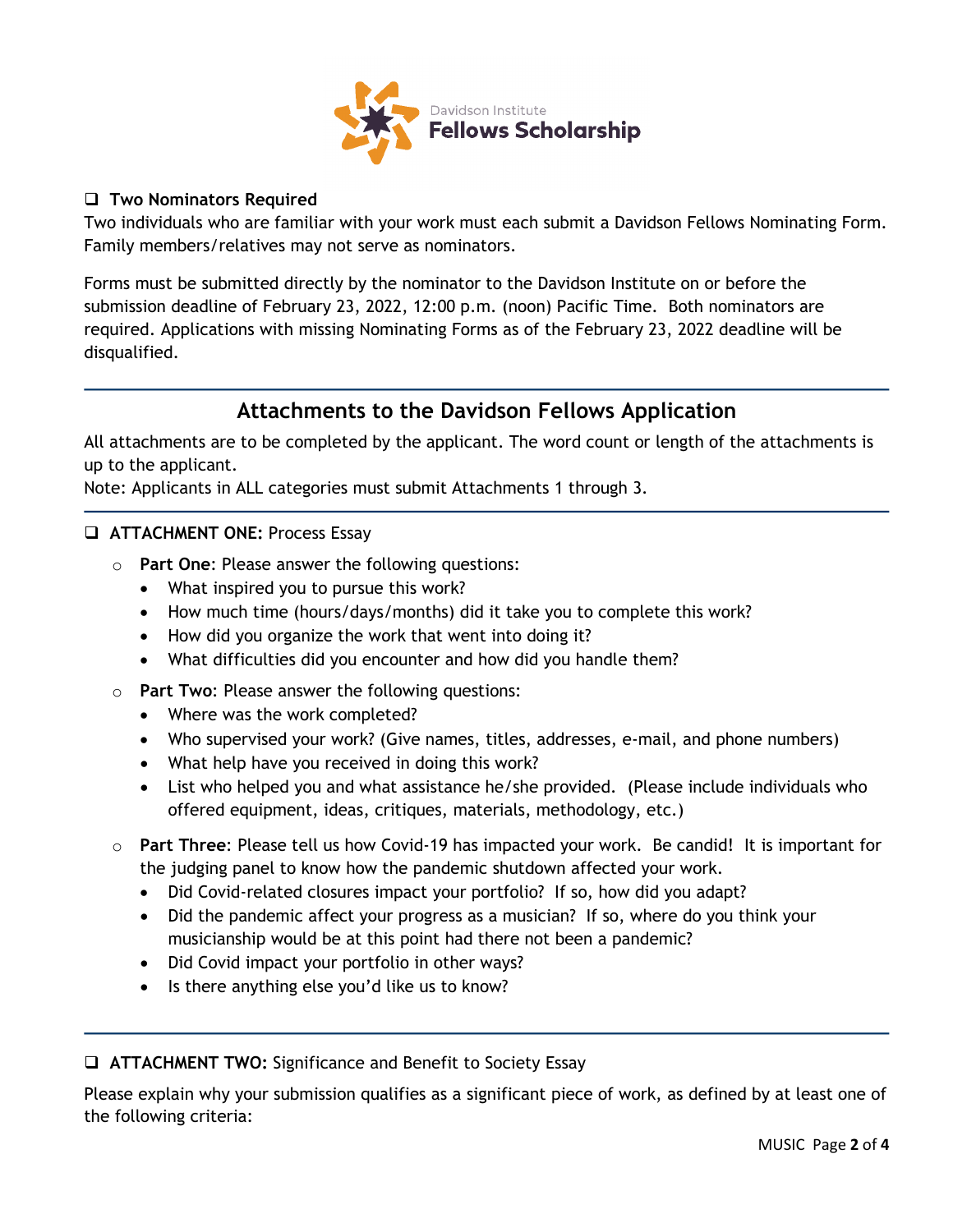Davidson Institute
**Fellows Scholarship**

- [ ] **Two Nominators Required**

Two individuals who are familiar with your work must each submit a Davidson Fellows Nominating Form. Family members/relatives may not serve as nominators.

Forms must be submitted directly by the nominator to the Davidson Institute on or before the submission deadline of February 23, 2022, 12:00 p.m. (noon) Pacific Time. Both nominators are required. Applications with missing Nominating Forms as of the February 23, 2022 deadline will be disqualified.

---

## Attachments to the Davidson Fellows Application

All attachments are to be completed by the applicant. The word count or length of the attachments is up to the applicant.
Note: Applicants in ALL categories must submit Attachments 1 through 3.

---

- [ ] **ATTACHMENT ONE:** Process Essay
  - **Part One**: Please answer the following questions:
    - What inspired you to pursue this work?
    - How much time (hours/days/months) did it take you to complete this work?
    - How did you organize the work that went into doing it?
    - What difficulties did you encounter and how did you handle them?
  - **Part Two**: Please answer the following questions:
    - Where was the work completed?
    - Who supervised your work? (Give names, titles, addresses, e-mail, and phone numbers)
    - What help have you received in doing this work?
    - List who helped you and what assistance he/she provided. (Please include individuals who offered equipment, ideas, critiques, materials, methodology, etc.)
  - **Part Three**: Please tell us how Covid-19 has impacted your work. Be candid! It is important for the judging panel to know how the pandemic shutdown affected your work.
    - Did Covid-related closures impact your portfolio? If so, how did you adapt?
    - Did the pandemic affect your progress as a musician? If so, where do you think your musicianship would be at this point had there not been a pandemic?
    - Did Covid impact your portfolio in other ways?
    - Is there anything else you'd like us to know?

---

- [ ] **ATTACHMENT TWO:** Significance and Benefit to Society Essay

Please explain why your submission qualifies as a significant piece of work, as defined by at least one of the following criteria: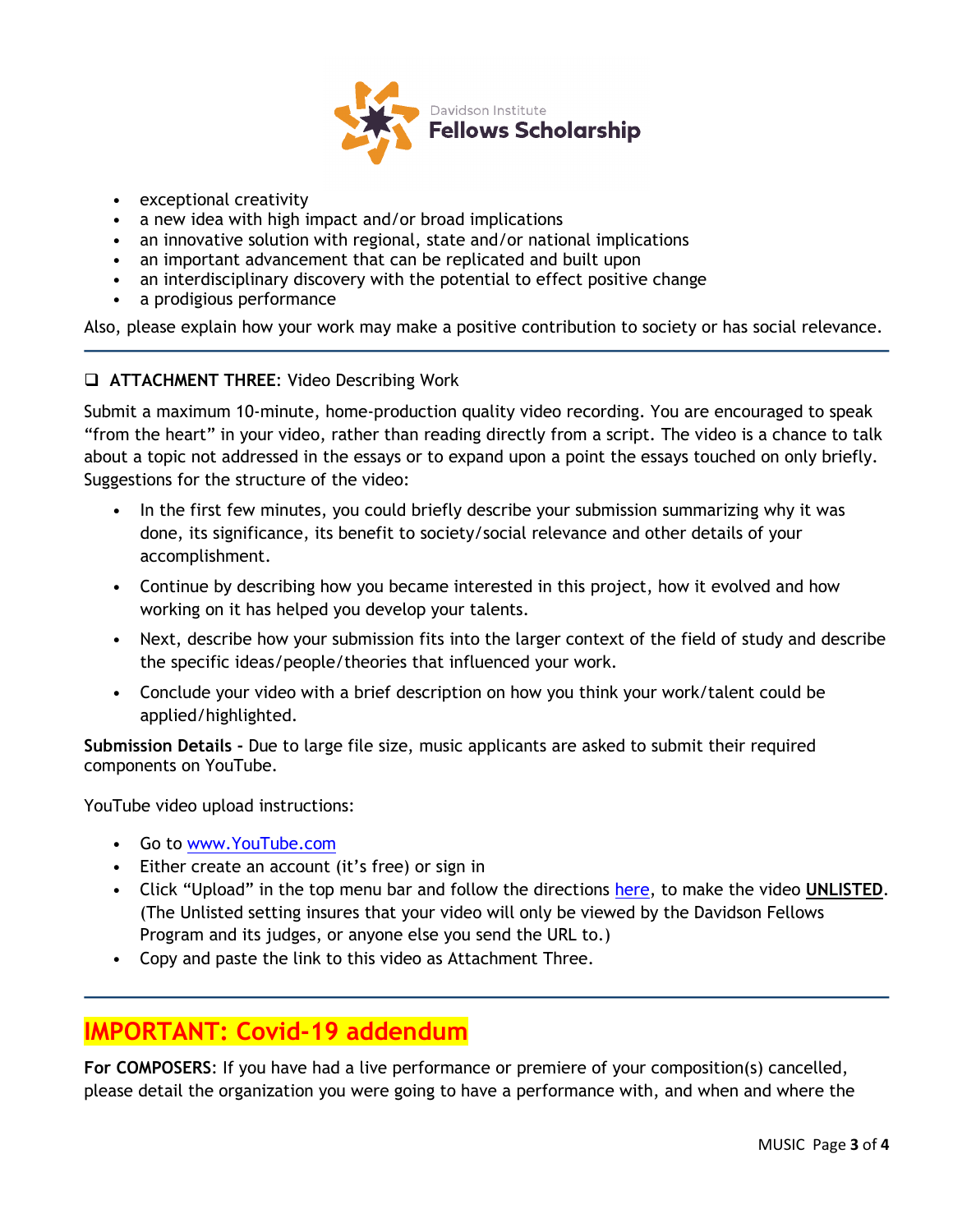- exceptional creativity
- a new idea with high impact and/or broad implications
- an innovative solution with regional, state and/or national implications
- an important advancement that can be replicated and built upon
- an interdisciplinary discovery with the potential to effect positive change
- a prodigious performance

Also, please explain how your work may make a positive contribution to society or has social relevance.

---

❑ **ATTACHMENT THREE**: Video Describing Work

Submit a maximum 10-minute, home-production quality video recording. You are encouraged to speak "from the heart" in your video, rather than reading directly from a script. The video is a chance to talk about a topic not addressed in the essays or to expand upon a point the essays touched on only briefly. Suggestions for the structure of the video:

- In the first few minutes, you could briefly describe your submission summarizing why it was done, its significance, its benefit to society/social relevance and other details of your accomplishment.
- Continue by describing how you became interested in this project, how it evolved and how working on it has helped you develop your talents.
- Next, describe how your submission fits into the larger context of the field of study and describe the specific ideas/people/theories that influenced your work.
- Conclude your video with a brief description on how you think your work/talent could be applied/highlighted.

**Submission Details -** Due to large file size, music applicants are asked to submit their required components on YouTube.

YouTube video upload instructions:

- Go to www.YouTube.com
- Either create an account (it's free) or sign in
- Click "Upload" in the top menu bar and follow the directions here, to make the video **UNLISTED**. (The Unlisted setting insures that your video will only be viewed by the Davidson Fellows Program and its judges, or anyone else you send the URL to.)
- Copy and paste the link to this video as Attachment Three.

---

## IMPORTANT: Covid-19 addendum

**For COMPOSERS**: If you have had a live performance or premiere of your composition(s) cancelled, please detail the organization you were going to have a performance with, and when and where the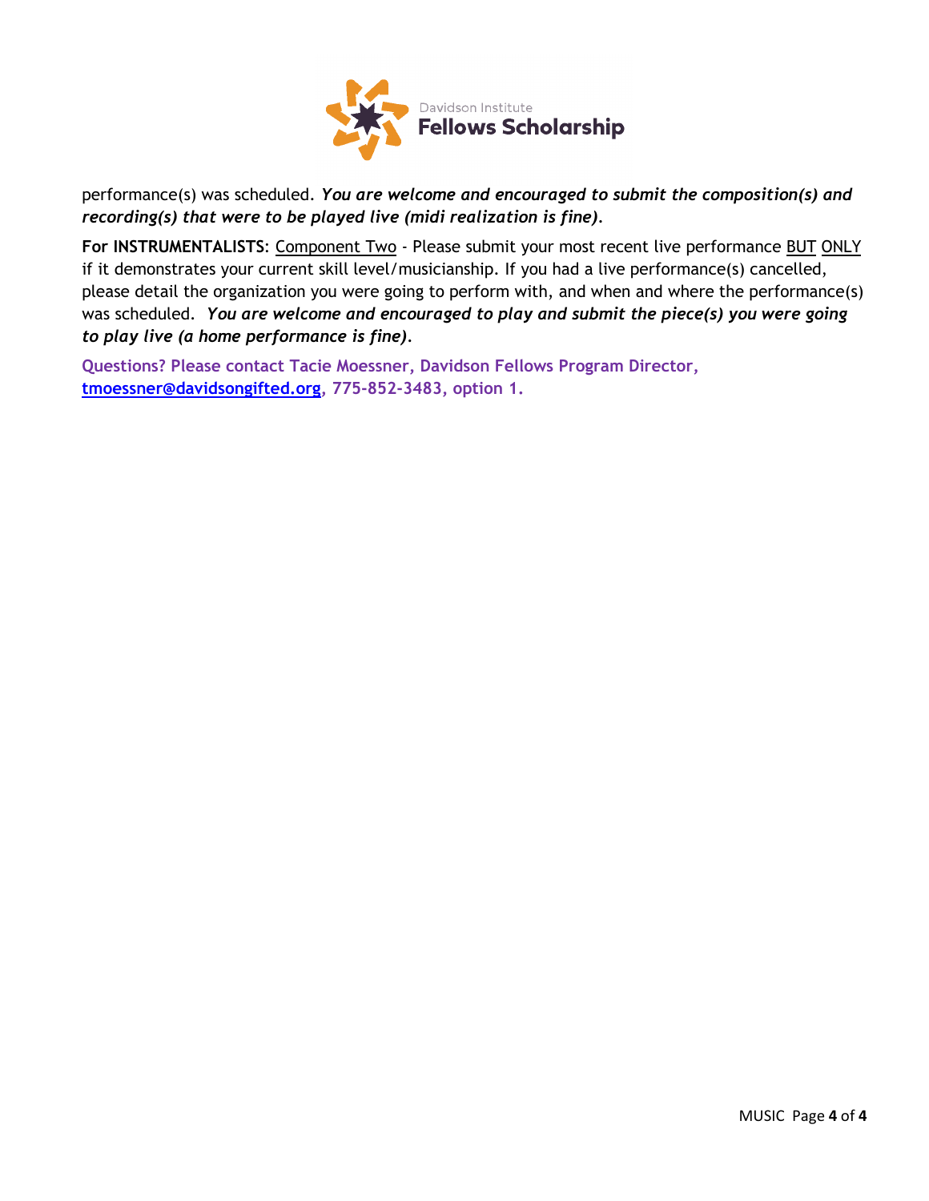performance(s) was scheduled. ***You are welcome and encouraged to submit the composition(s) and recording(s) that were to be played live (midi realization is fine).***

**For INSTRUMENTALISTS**: Component Two - Please submit your most recent live performance BUT ONLY if it demonstrates your current skill level/musicianship. If you had a live performance(s) cancelled, please detail the organization you were going to perform with, and when and where the performance(s) was scheduled. ***You are welcome and encouraged to play and submit the piece(s) you were going to play live (a home performance is fine).***

**Questions? Please contact Tacie Moessner, Davidson Fellows Program Director, tmoessner@davidsongifted.org, 775-852-3483, option 1.**